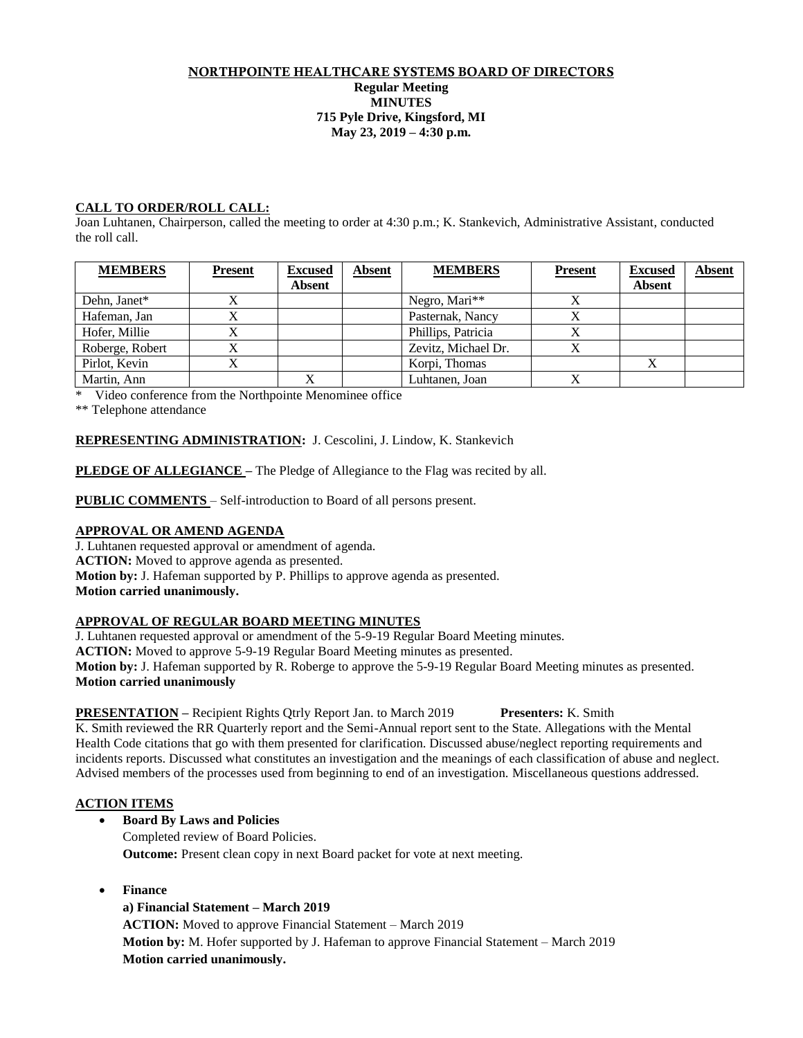# NORTHPOINTE HEALTHCARE SYSTEMS BOARD OF DIRECTORS

**Regular Meeting**
**MINUTES**
**715 Pyle Drive, Kingsford, MI**
**May 23, 2019 – 4:30 p.m.**

## CALL TO ORDER/ROLL CALL:

Joan Luhtanen, Chairperson, called the meeting to order at 4:30 p.m.; K. Stankevich, Administrative Assistant, conducted the roll call.

| MEMBERS | Present | Excused Absent | Absent | MEMBERS | Present | Excused Absent | Absent |
|---|---|---|---|---|---|---|---|
| Dehn, Janet* | X | | | Negro, Mari** | X | | |
| Hafeman, Jan | X | | | Pasternak, Nancy | X | | |
| Hofer, Millie | X | | | Phillips, Patricia | X | | |
| Roberge, Robert | X | | | Zevitz, Michael Dr. | X | | |
| Pirlot, Kevin | X | | | Korpi, Thomas | | X | |
| Martin, Ann | | X | | Luhtanen, Joan | X | | |

\* Video conference from the Northpointe Menominee office

\*\* Telephone attendance

**REPRESENTING ADMINISTRATION:** J. Cescolini, J. Lindow, K. Stankevich

**PLEDGE OF ALLEGIANCE –** The Pledge of Allegiance to the Flag was recited by all.

**PUBLIC COMMENTS** – Self-introduction to Board of all persons present.

## APPROVAL OR AMEND AGENDA

J. Luhtanen requested approval or amendment of agenda.

**ACTION:** Moved to approve agenda as presented.

**Motion by:** J. Hafeman supported by P. Phillips to approve agenda as presented.

**Motion carried unanimously.**

## APPROVAL OF REGULAR BOARD MEETING MINUTES

J. Luhtanen requested approval or amendment of the 5-9-19 Regular Board Meeting minutes.

**ACTION:** Moved to approve 5-9-19 Regular Board Meeting minutes as presented.

**Motion by:** J. Hafeman supported by R. Roberge to approve the 5-9-19 Regular Board Meeting minutes as presented.

**Motion carried unanimously**

**PRESENTATION –** Recipient Rights Qtrly Report Jan. to March 2019 **Presenters:** K. Smith

K. Smith reviewed the RR Quarterly report and the Semi-Annual report sent to the State. Allegations with the Mental Health Code citations that go with them presented for clarification. Discussed abuse/neglect reporting requirements and incidents reports. Discussed what constitutes an investigation and the meanings of each classification of abuse and neglect. Advised members of the processes used from beginning to end of an investigation. Miscellaneous questions addressed.

## ACTION ITEMS

- **Board By Laws and Policies**

  Completed review of Board Policies.

  **Outcome:** Present clean copy in next Board packet for vote at next meeting.

- **Finance**

  **a) Financial Statement – March 2019**

  **ACTION:** Moved to approve Financial Statement – March 2019

  **Motion by:** M. Hofer supported by J. Hafeman to approve Financial Statement – March 2019

  **Motion carried unanimously.**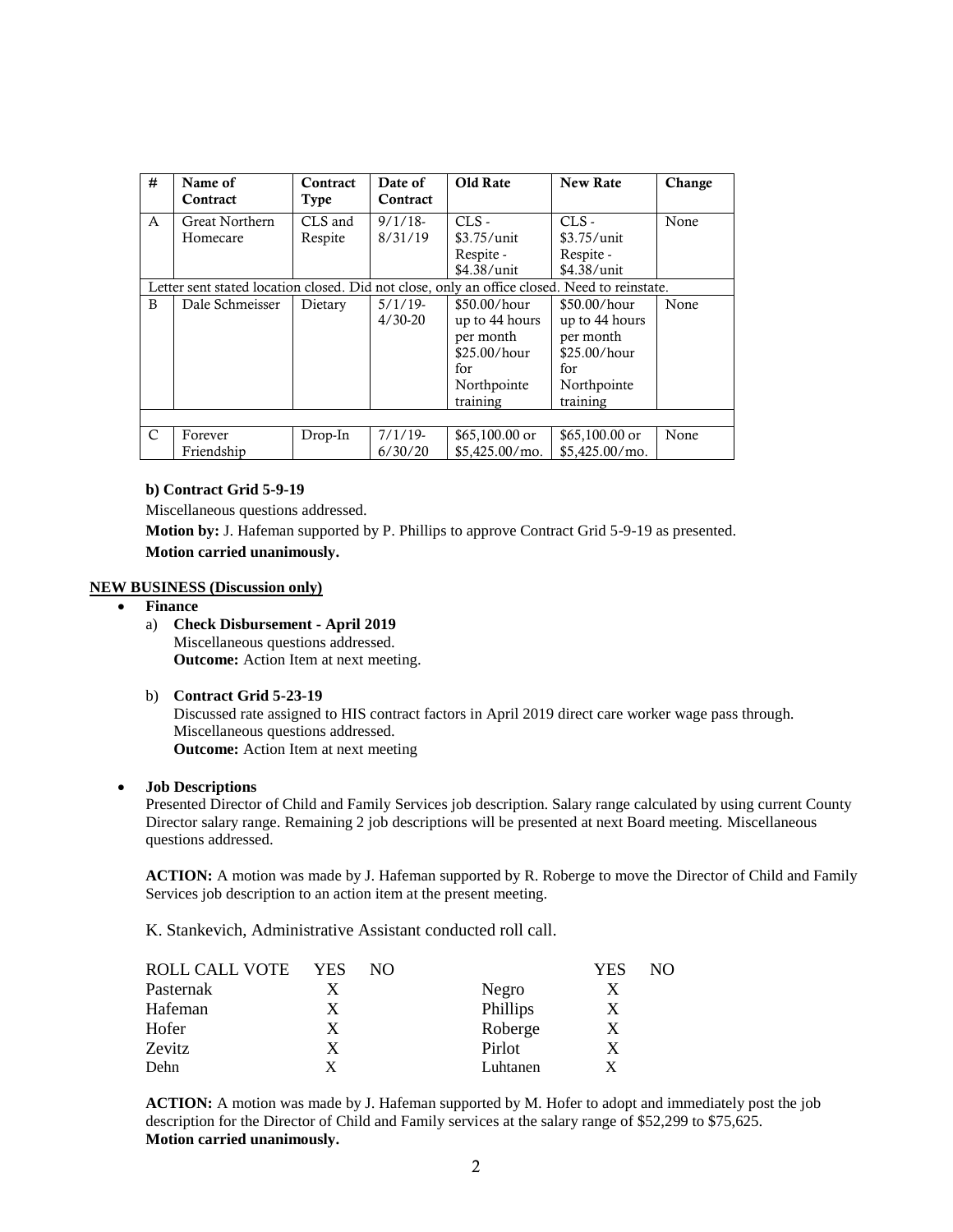| # | Name of Contract | Contract Type | Date of Contract | Old Rate | New Rate | Change |
|---|---|---|---|---|---|---|
| A | Great Northern Homecare | CLS and Respite | 9/1/18-8/31/19 | CLS - $3.75/unit Respite - $4.38/unit | CLS - $3.75/unit Respite - $4.38/unit | None |
| Letter sent stated location closed. Did not close, only an office closed. Need to reinstate. | | | | | | |
| B | Dale Schmeisser | Dietary | 5/1/19-4/30-20 | $50.00/hour up to 44 hours per month $25.00/hour for Northpointe training | $50.00/hour up to 44 hours per month $25.00/hour for Northpointe training | None |
| | | | | | | |
| C | Forever Friendship | Drop-In | 7/1/19-6/30/20 | $65,100.00 or $5,425.00/mo. | $65,100.00 or $5,425.00/mo. | None |

**b) Contract Grid 5-9-19**

Miscellaneous questions addressed.

**Motion by:** J. Hafeman supported by P. Phillips to approve Contract Grid 5-9-19 as presented.

**Motion carried unanimously.**

**NEW BUSINESS (Discussion only)**

- **Finance**
  a) **Check Disbursement - April 2019**
  Miscellaneous questions addressed.
  **Outcome:** Action Item at next meeting.

  b) **Contract Grid 5-23-19**
  Discussed rate assigned to HIS contract factors in April 2019 direct care worker wage pass through. Miscellaneous questions addressed.
  **Outcome:** Action Item at next meeting

- **Job Descriptions**
  Presented Director of Child and Family Services job description. Salary range calculated by using current County Director salary range. Remaining 2 job descriptions will be presented at next Board meeting. Miscellaneous questions addressed.

  **ACTION:** A motion was made by J. Hafeman supported by R. Roberge to move the Director of Child and Family Services job description to an action item at the present meeting.

  K. Stankevich, Administrative Assistant conducted roll call.

| ROLL CALL VOTE | YES | NO | | YES | NO |
|---|---|---|---|---|---|
| Pasternak | X | | Negro | X | |
| Hafeman | X | | Phillips | X | |
| Hofer | X | | Roberge | X | |
| Zevitz | X | | Pirlot | X | |
| Dehn | X | | Luhtanen | X | |

**ACTION:** A motion was made by J. Hafeman supported by M. Hofer to adopt and immediately post the job description for the Director of Child and Family services at the salary range of $52,299 to $75,625.
**Motion carried unanimously.**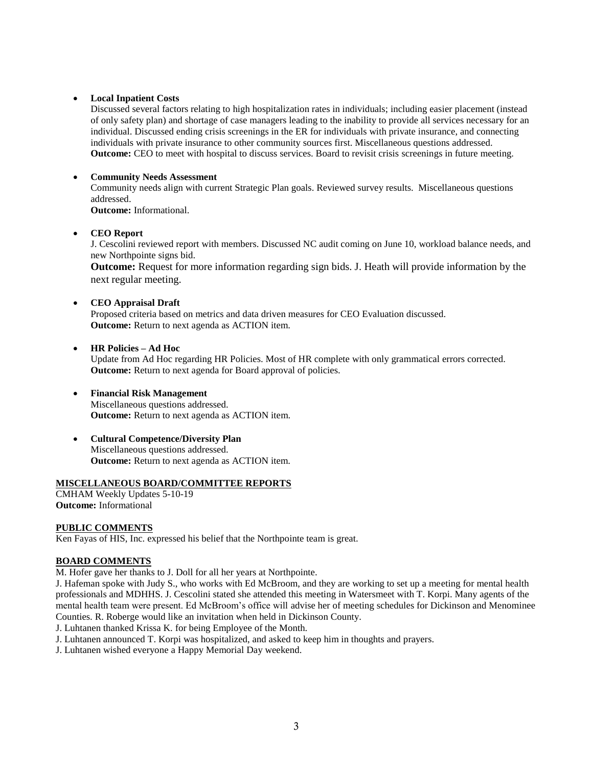- **Local Inpatient Costs**
  Discussed several factors relating to high hospitalization rates in individuals; including easier placement (instead of only safety plan) and shortage of case managers leading to the inability to provide all services necessary for an individual. Discussed ending crisis screenings in the ER for individuals with private insurance, and connecting individuals with private insurance to other community sources first. Miscellaneous questions addressed.
  **Outcome:** CEO to meet with hospital to discuss services. Board to revisit crisis screenings in future meeting.

- **Community Needs Assessment**
  Community needs align with current Strategic Plan goals. Reviewed survey results. Miscellaneous questions addressed.
  **Outcome:** Informational.

- **CEO Report**
  J. Cescolini reviewed report with members. Discussed NC audit coming on June 10, workload balance needs, and new Northpointe signs bid.
  **Outcome:** Request for more information regarding sign bids. J. Heath will provide information by the next regular meeting.

- **CEO Appraisal Draft**
  Proposed criteria based on metrics and data driven measures for CEO Evaluation discussed.
  **Outcome:** Return to next agenda as ACTION item.

- **HR Policies – Ad Hoc**
  Update from Ad Hoc regarding HR Policies. Most of HR complete with only grammatical errors corrected.
  **Outcome:** Return to next agenda for Board approval of policies.

- **Financial Risk Management**
  Miscellaneous questions addressed.
  **Outcome:** Return to next agenda as ACTION item.

- **Cultural Competence/Diversity Plan**
  Miscellaneous questions addressed.
  **Outcome:** Return to next agenda as ACTION item.

**MISCELLANEOUS BOARD/COMMITTEE REPORTS**

CMHAM Weekly Updates 5-10-19
**Outcome:** Informational

**PUBLIC COMMENTS**

Ken Fayas of HIS, Inc. expressed his belief that the Northpointe team is great.

**BOARD COMMENTS**

M. Hofer gave her thanks to J. Doll for all her years at Northpointe.
J. Hafeman spoke with Judy S., who works with Ed McBroom, and they are working to set up a meeting for mental health professionals and MDHHS. J. Cescolini stated she attended this meeting in Watersmeet with T. Korpi. Many agents of the mental health team were present. Ed McBroom's office will advise her of meeting schedules for Dickinson and Menominee Counties. R. Roberge would like an invitation when held in Dickinson County.
J. Luhtanen thanked Krissa K. for being Employee of the Month.
J. Luhtanen announced T. Korpi was hospitalized, and asked to keep him in thoughts and prayers.
J. Luhtanen wished everyone a Happy Memorial Day weekend.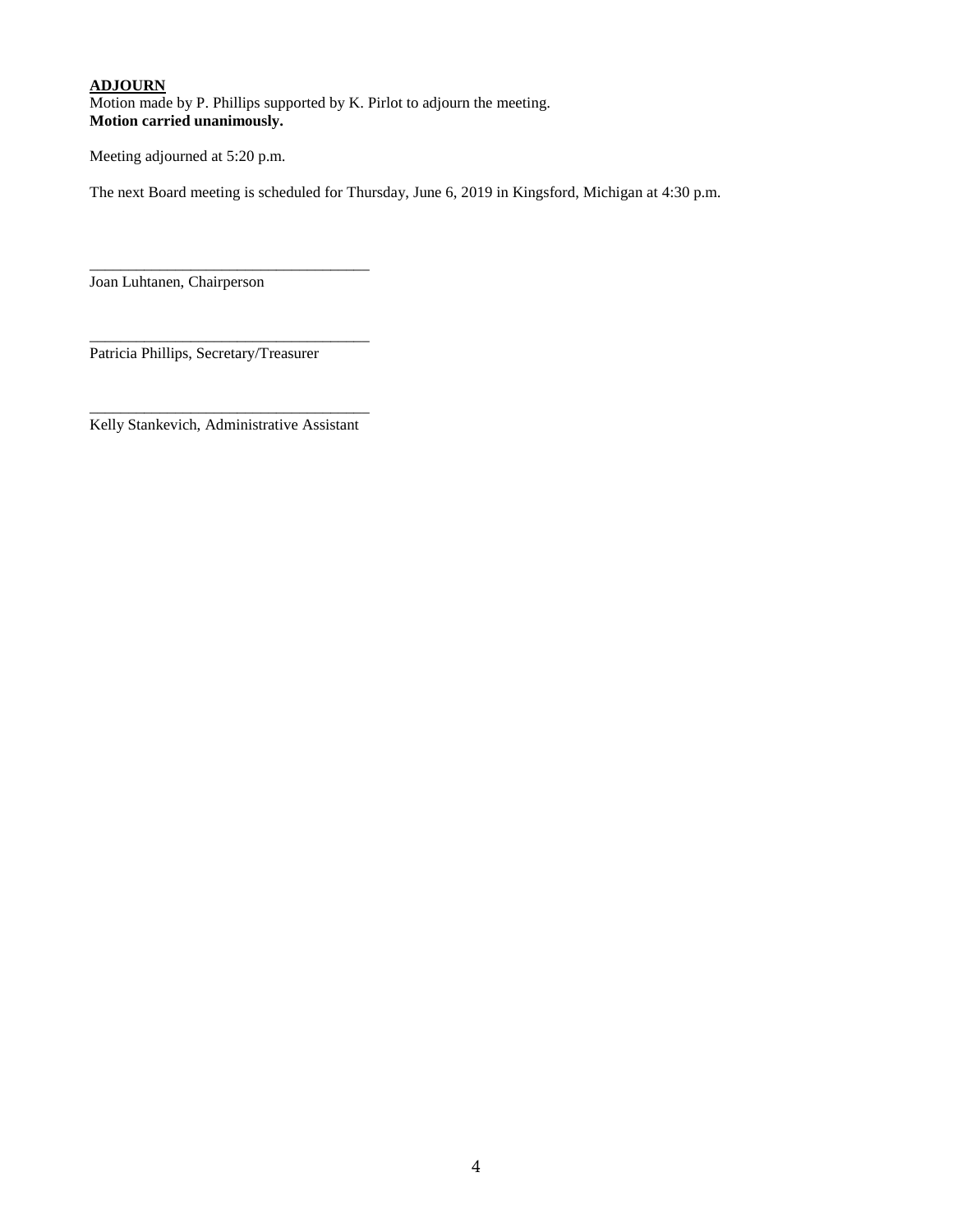**ADJOURN**
Motion made by P. Phillips supported by K. Pirlot to adjourn the meeting.
**Motion carried unanimously.**

Meeting adjourned at 5:20 p.m.

The next Board meeting is scheduled for Thursday, June 6, 2019 in Kingsford, Michigan at 4:30 p.m.

_____________________________________
Joan Luhtanen, Chairperson

_____________________________________
Patricia Phillips, Secretary/Treasurer

_____________________________________
Kelly Stankevich, Administrative Assistant